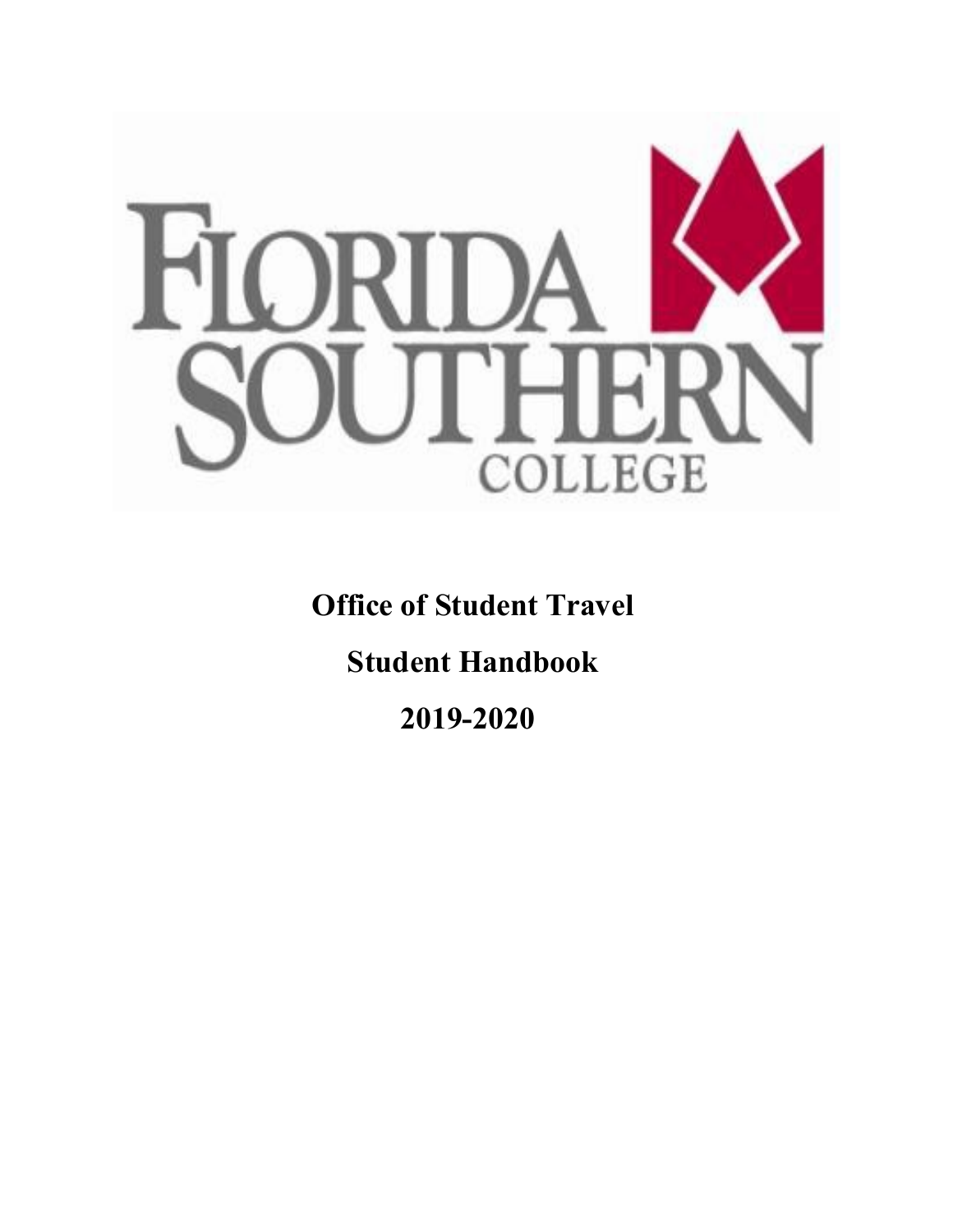FLORIDA SOUTHERN COLLEGE

# Office of Student Travel

# Student Handbook

# 2019-2020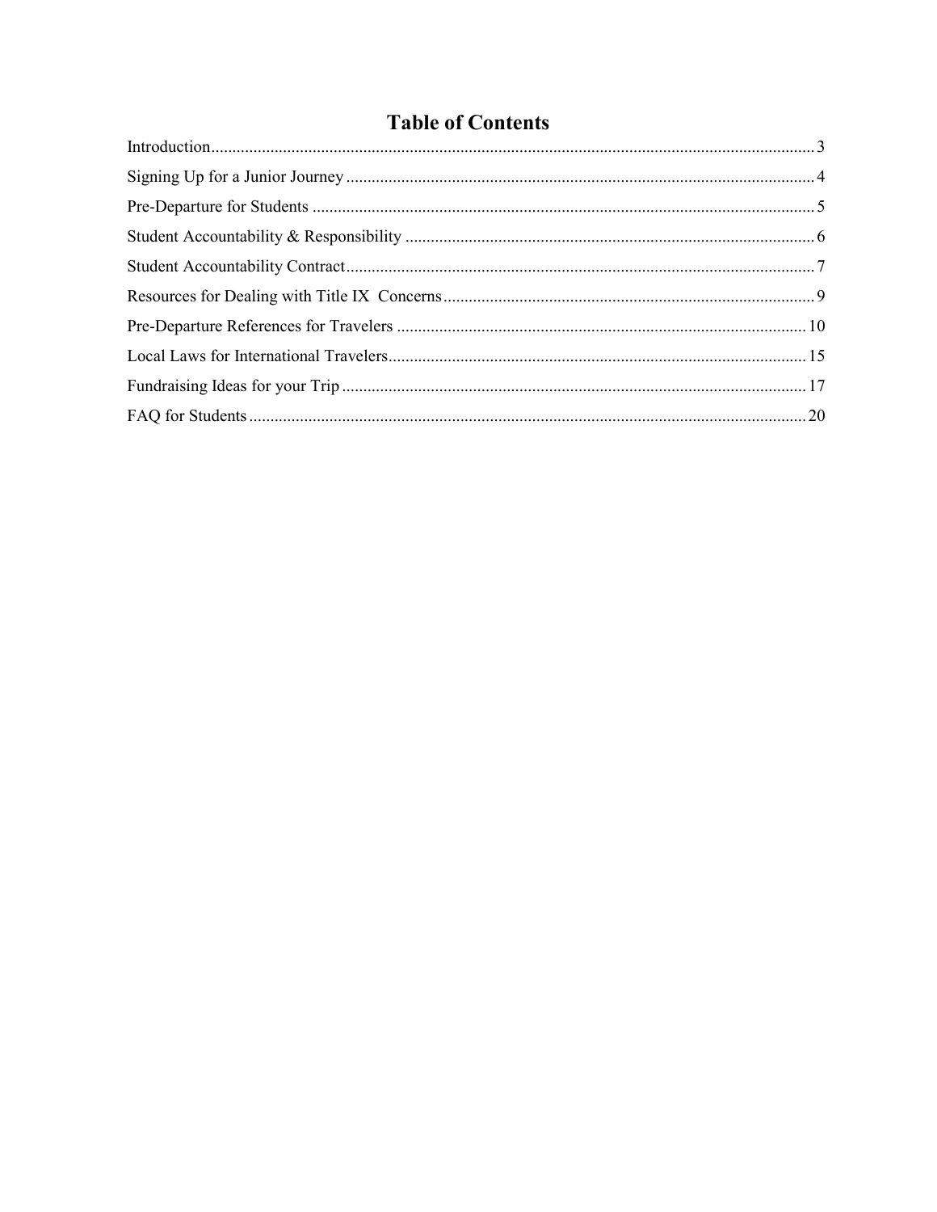# Table of Contents

| Section | Page |
| --- | --- |
| Introduction | 3 |
| Signing Up for a Junior Journey | 4 |
| Pre-Departure for Students | 5 |
| Student Accountability & Responsibility | 6 |
| Student Accountability Contract | 7 |
| Resources for Dealing with Title IX Concerns | 9 |
| Pre-Departure References for Travelers | 10 |
| Local Laws for International Travelers | 15 |
| Fundraising Ideas for your Trip | 17 |
| FAQ for Students | 20 |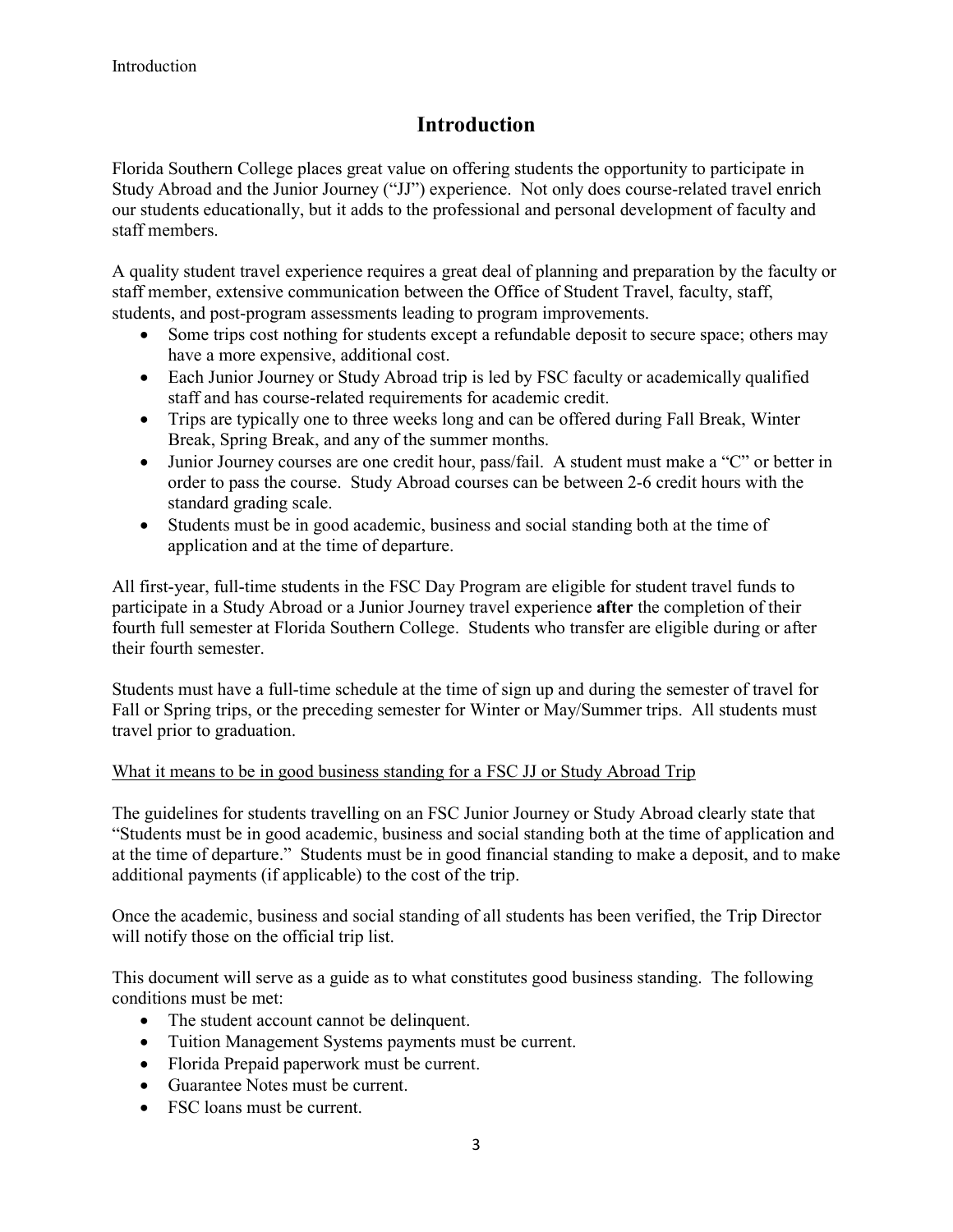# Introduction

Florida Southern College places great value on offering students the opportunity to participate in Study Abroad and the Junior Journey ("JJ") experience. Not only does course-related travel enrich our students educationally, but it adds to the professional and personal development of faculty and staff members.

A quality student travel experience requires a great deal of planning and preparation by the faculty or staff member, extensive communication between the Office of Student Travel, faculty, staff, students, and post-program assessments leading to program improvements.

- Some trips cost nothing for students except a refundable deposit to secure space; others may have a more expensive, additional cost.
- Each Junior Journey or Study Abroad trip is led by FSC faculty or academically qualified staff and has course-related requirements for academic credit.
- Trips are typically one to three weeks long and can be offered during Fall Break, Winter Break, Spring Break, and any of the summer months.
- Junior Journey courses are one credit hour, pass/fail. A student must make a "C" or better in order to pass the course. Study Abroad courses can be between 2-6 credit hours with the standard grading scale.
- Students must be in good academic, business and social standing both at the time of application and at the time of departure.

All first-year, full-time students in the FSC Day Program are eligible for student travel funds to participate in a Study Abroad or a Junior Journey travel experience **after** the completion of their fourth full semester at Florida Southern College. Students who transfer are eligible during or after their fourth semester.

Students must have a full-time schedule at the time of sign up and during the semester of travel for Fall or Spring trips, or the preceding semester for Winter or May/Summer trips. All students must travel prior to graduation.

<u>What it means to be in good business standing for a FSC JJ or Study Abroad Trip</u>

The guidelines for students travelling on an FSC Junior Journey or Study Abroad clearly state that "Students must be in good academic, business and social standing both at the time of application and at the time of departure." Students must be in good financial standing to make a deposit, and to make additional payments (if applicable) to the cost of the trip.

Once the academic, business and social standing of all students has been verified, the Trip Director will notify those on the official trip list.

This document will serve as a guide as to what constitutes good business standing. The following conditions must be met:

- The student account cannot be delinquent.
- Tuition Management Systems payments must be current.
- Florida Prepaid paperwork must be current.
- Guarantee Notes must be current.
- FSC loans must be current.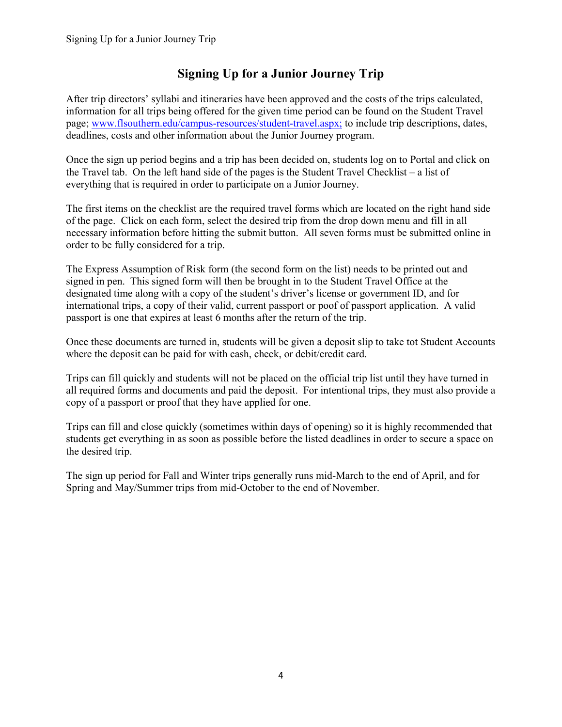# Signing Up for a Junior Journey Trip

After trip directors' syllabi and itineraries have been approved and the costs of the trips calculated, information for all trips being offered for the given time period can be found on the Student Travel page; [www.flsouthern.edu/campus-resources/student-travel.aspx;](www.flsouthern.edu/campus-resources/student-travel.aspx) to include trip descriptions, dates, deadlines, costs and other information about the Junior Journey program.

Once the sign up period begins and a trip has been decided on, students log on to Portal and click on the Travel tab. On the left hand side of the pages is the Student Travel Checklist – a list of everything that is required in order to participate on a Junior Journey.

The first items on the checklist are the required travel forms which are located on the right hand side of the page. Click on each form, select the desired trip from the drop down menu and fill in all necessary information before hitting the submit button. All seven forms must be submitted online in order to be fully considered for a trip.

The Express Assumption of Risk form (the second form on the list) needs to be printed out and signed in pen. This signed form will then be brought in to the Student Travel Office at the designated time along with a copy of the student's driver's license or government ID, and for international trips, a copy of their valid, current passport or poof of passport application. A valid passport is one that expires at least 6 months after the return of the trip.

Once these documents are turned in, students will be given a deposit slip to take tot Student Accounts where the deposit can be paid for with cash, check, or debit/credit card.

Trips can fill quickly and students will not be placed on the official trip list until they have turned in all required forms and documents and paid the deposit. For intentional trips, they must also provide a copy of a passport or proof that they have applied for one.

Trips can fill and close quickly (sometimes within days of opening) so it is highly recommended that students get everything in as soon as possible before the listed deadlines in order to secure a space on the desired trip.

The sign up period for Fall and Winter trips generally runs mid-March to the end of April, and for Spring and May/Summer trips from mid-October to the end of November.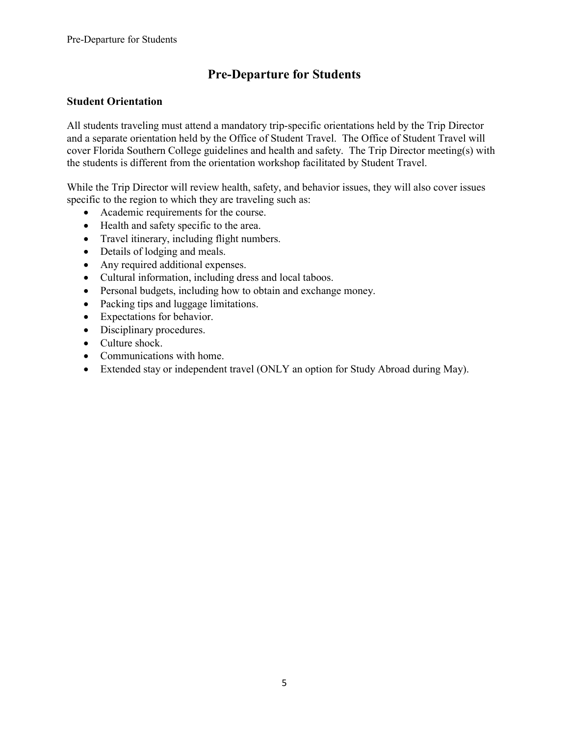# Pre-Departure for Students

## Student Orientation

All students traveling must attend a mandatory trip-specific orientations held by the Trip Director and a separate orientation held by the Office of Student Travel. The Office of Student Travel will cover Florida Southern College guidelines and health and safety. The Trip Director meeting(s) with the students is different from the orientation workshop facilitated by Student Travel.

While the Trip Director will review health, safety, and behavior issues, they will also cover issues specific to the region to which they are traveling such as:

- Academic requirements for the course.
- Health and safety specific to the area.
- Travel itinerary, including flight numbers.
- Details of lodging and meals.
- Any required additional expenses.
- Cultural information, including dress and local taboos.
- Personal budgets, including how to obtain and exchange money.
- Packing tips and luggage limitations.
- Expectations for behavior.
- Disciplinary procedures.
- Culture shock.
- Communications with home.
- Extended stay or independent travel (ONLY an option for Study Abroad during May).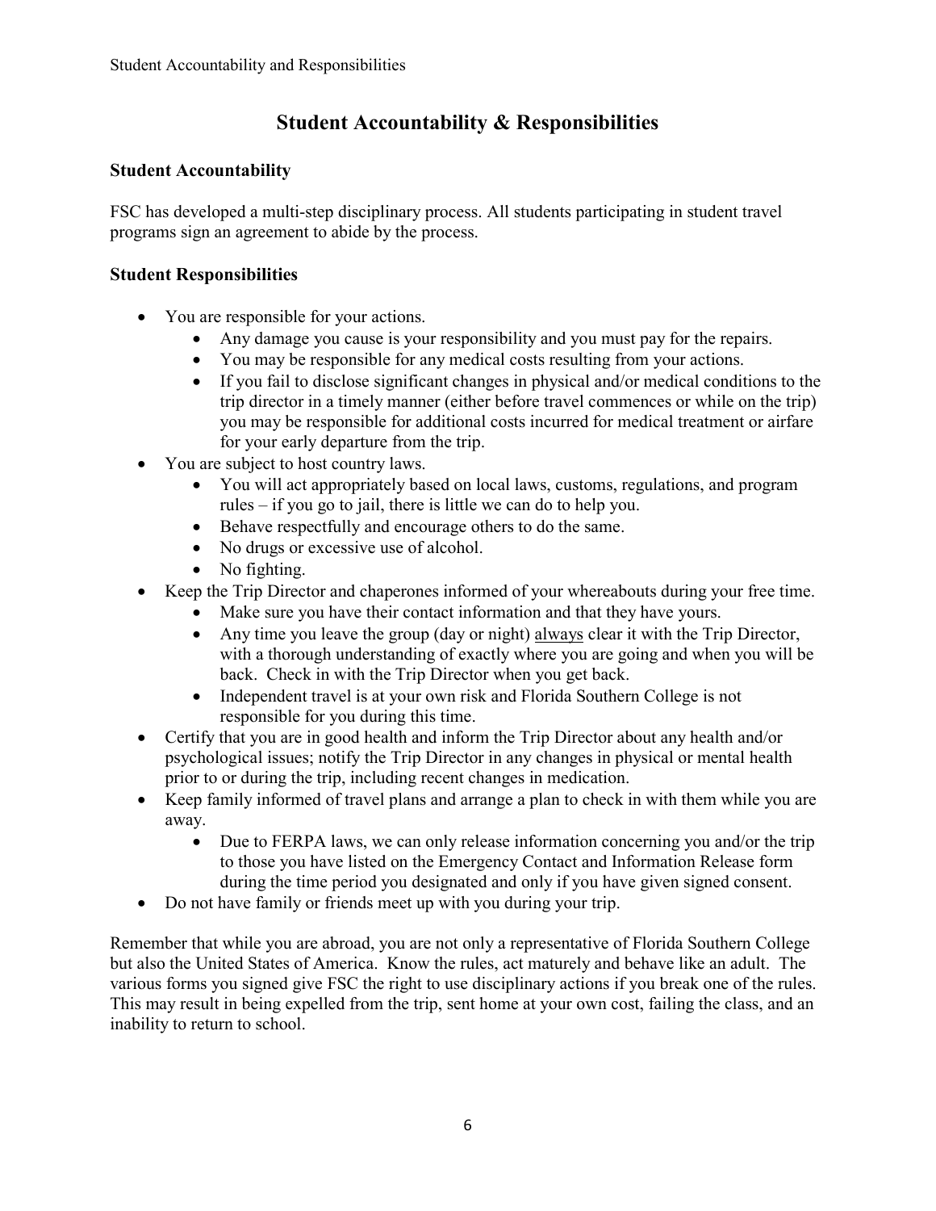# Student Accountability & Responsibilities

## Student Accountability

FSC has developed a multi-step disciplinary process. All students participating in student travel programs sign an agreement to abide by the process.

## Student Responsibilities

- You are responsible for your actions.
    - Any damage you cause is your responsibility and you must pay for the repairs.
    - You may be responsible for any medical costs resulting from your actions.
    - If you fail to disclose significant changes in physical and/or medical conditions to the trip director in a timely manner (either before travel commences or while on the trip) you may be responsible for additional costs incurred for medical treatment or airfare for your early departure from the trip.
- You are subject to host country laws.
    - You will act appropriately based on local laws, customs, regulations, and program rules – if you go to jail, there is little we can do to help you.
    - Behave respectfully and encourage others to do the same.
    - No drugs or excessive use of alcohol.
    - No fighting.
- Keep the Trip Director and chaperones informed of your whereabouts during your free time.
    - Make sure you have their contact information and that they have yours.
    - Any time you leave the group (day or night) <u>always</u> clear it with the Trip Director, with a thorough understanding of exactly where you are going and when you will be back. Check in with the Trip Director when you get back.
    - Independent travel is at your own risk and Florida Southern College is not responsible for you during this time.
- Certify that you are in good health and inform the Trip Director about any health and/or psychological issues; notify the Trip Director in any changes in physical or mental health prior to or during the trip, including recent changes in medication.
- Keep family informed of travel plans and arrange a plan to check in with them while you are away.
    - Due to FERPA laws, we can only release information concerning you and/or the trip to those you have listed on the Emergency Contact and Information Release form during the time period you designated and only if you have given signed consent.
- Do not have family or friends meet up with you during your trip.

Remember that while you are abroad, you are not only a representative of Florida Southern College but also the United States of America. Know the rules, act maturely and behave like an adult. The various forms you signed give FSC the right to use disciplinary actions if you break one of the rules. This may result in being expelled from the trip, sent home at your own cost, failing the class, and an inability to return to school.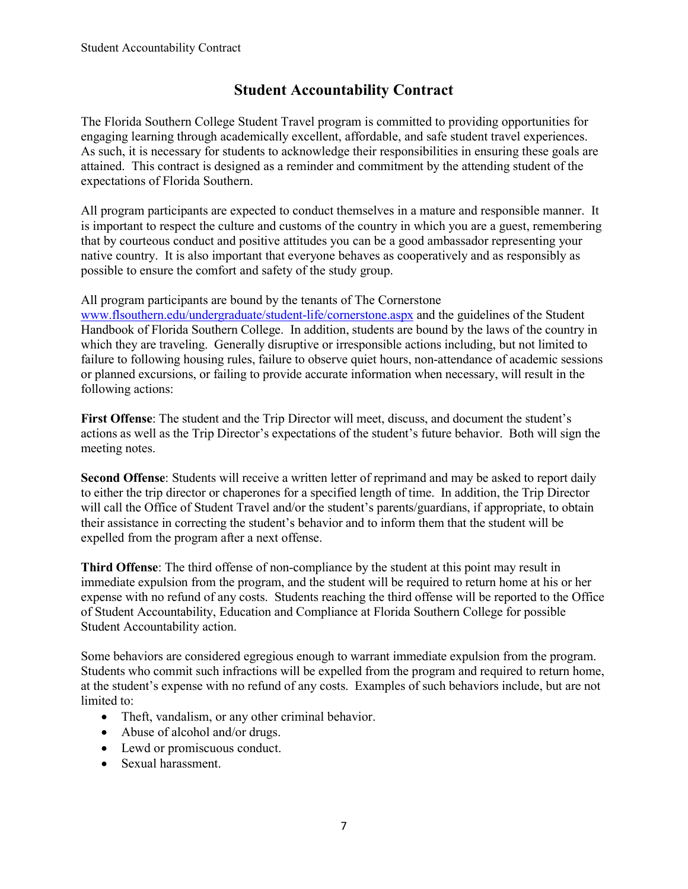# Student Accountability Contract

The Florida Southern College Student Travel program is committed to providing opportunities for engaging learning through academically excellent, affordable, and safe student travel experiences. As such, it is necessary for students to acknowledge their responsibilities in ensuring these goals are attained. This contract is designed as a reminder and commitment by the attending student of the expectations of Florida Southern.

All program participants are expected to conduct themselves in a mature and responsible manner. It is important to respect the culture and customs of the country in which you are a guest, remembering that by courteous conduct and positive attitudes you can be a good ambassador representing your native country. It is also important that everyone behaves as cooperatively and as responsibly as possible to ensure the comfort and safety of the study group.

All program participants are bound by the tenants of The Cornerstone [www.flsouthern.edu/undergraduate/student-life/cornerstone.aspx](www.flsouthern.edu/undergraduate/student-life/cornerstone.aspx) and the guidelines of the Student Handbook of Florida Southern College. In addition, students are bound by the laws of the country in which they are traveling. Generally disruptive or irresponsible actions including, but not limited to failure to following housing rules, failure to observe quiet hours, non-attendance of academic sessions or planned excursions, or failing to provide accurate information when necessary, will result in the following actions:

**First Offense**: The student and the Trip Director will meet, discuss, and document the student's actions as well as the Trip Director's expectations of the student's future behavior. Both will sign the meeting notes.

**Second Offense**: Students will receive a written letter of reprimand and may be asked to report daily to either the trip director or chaperones for a specified length of time. In addition, the Trip Director will call the Office of Student Travel and/or the student's parents/guardians, if appropriate, to obtain their assistance in correcting the student's behavior and to inform them that the student will be expelled from the program after a next offense.

**Third Offense**: The third offense of non-compliance by the student at this point may result in immediate expulsion from the program, and the student will be required to return home at his or her expense with no refund of any costs. Students reaching the third offense will be reported to the Office of Student Accountability, Education and Compliance at Florida Southern College for possible Student Accountability action.

Some behaviors are considered egregious enough to warrant immediate expulsion from the program. Students who commit such infractions will be expelled from the program and required to return home, at the student's expense with no refund of any costs. Examples of such behaviors include, but are not limited to:

- Theft, vandalism, or any other criminal behavior.
- Abuse of alcohol and/or drugs.
- Lewd or promiscuous conduct.
- Sexual harassment.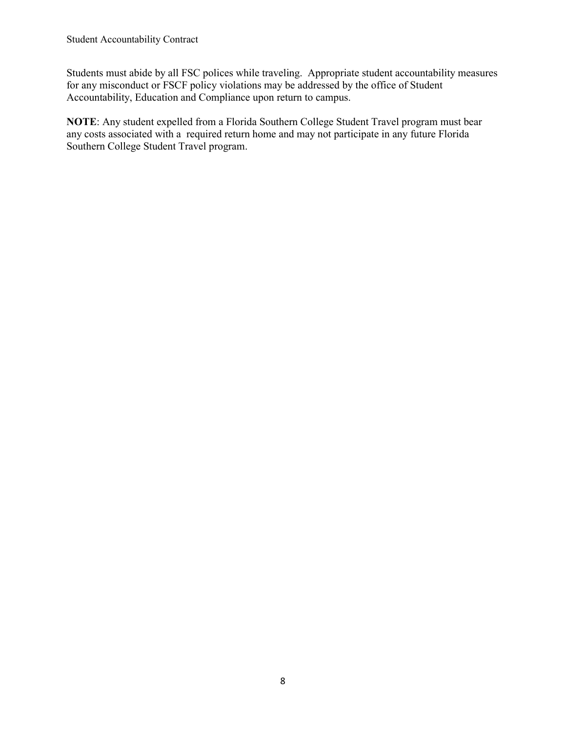Students must abide by all FSC polices while traveling. Appropriate student accountability measures for any misconduct or FSCF policy violations may be addressed by the office of Student Accountability, Education and Compliance upon return to campus.

**NOTE**: Any student expelled from a Florida Southern College Student Travel program must bear any costs associated with a required return home and may not participate in any future Florida Southern College Student Travel program.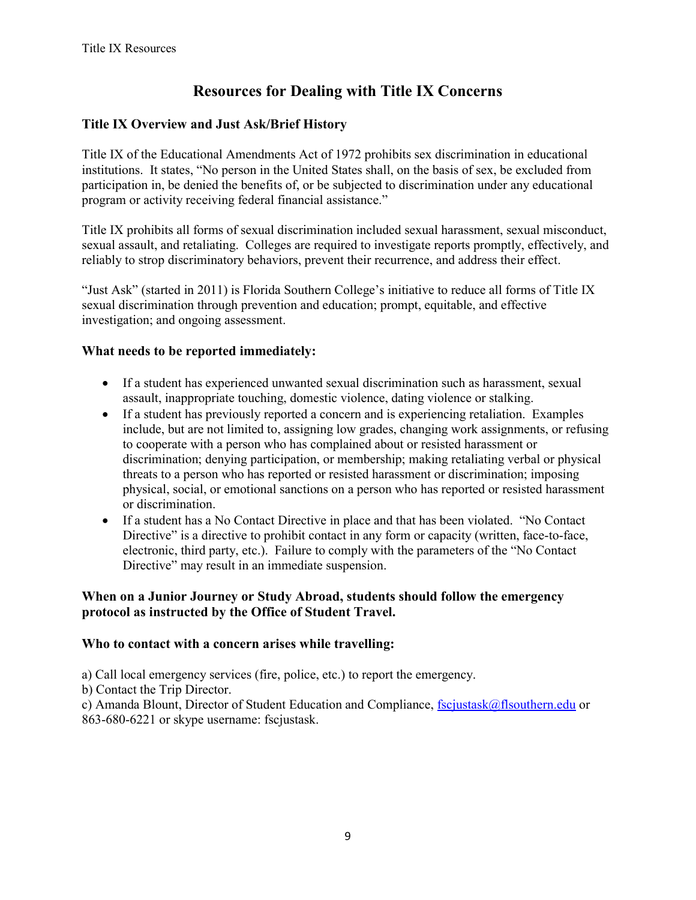# Resources for Dealing with Title IX Concerns

## Title IX Overview and Just Ask/Brief History

Title IX of the Educational Amendments Act of 1972 prohibits sex discrimination in educational institutions. It states, "No person in the United States shall, on the basis of sex, be excluded from participation in, be denied the benefits of, or be subjected to discrimination under any educational program or activity receiving federal financial assistance."

Title IX prohibits all forms of sexual discrimination included sexual harassment, sexual misconduct, sexual assault, and retaliating. Colleges are required to investigate reports promptly, effectively, and reliably to strop discriminatory behaviors, prevent their recurrence, and address their effect.

"Just Ask" (started in 2011) is Florida Southern College's initiative to reduce all forms of Title IX sexual discrimination through prevention and education; prompt, equitable, and effective investigation; and ongoing assessment.

## What needs to be reported immediately:

- If a student has experienced unwanted sexual discrimination such as harassment, sexual assault, inappropriate touching, domestic violence, dating violence or stalking.
- If a student has previously reported a concern and is experiencing retaliation. Examples include, but are not limited to, assigning low grades, changing work assignments, or refusing to cooperate with a person who has complained about or resisted harassment or discrimination; denying participation, or membership; making retaliating verbal or physical threats to a person who has reported or resisted harassment or discrimination; imposing physical, social, or emotional sanctions on a person who has reported or resisted harassment or discrimination.
- If a student has a No Contact Directive in place and that has been violated. "No Contact Directive" is a directive to prohibit contact in any form or capacity (written, face-to-face, electronic, third party, etc.). Failure to comply with the parameters of the "No Contact Directive" may result in an immediate suspension.

**When on a Junior Journey or Study Abroad, students should follow the emergency protocol as instructed by the Office of Student Travel.**

## Who to contact with a concern arises while travelling:

a) Call local emergency services (fire, police, etc.) to report the emergency.
b) Contact the Trip Director.
c) Amanda Blount, Director of Student Education and Compliance, fscjustask@flsouthern.edu or 863-680-6221 or skype username: fscjustask.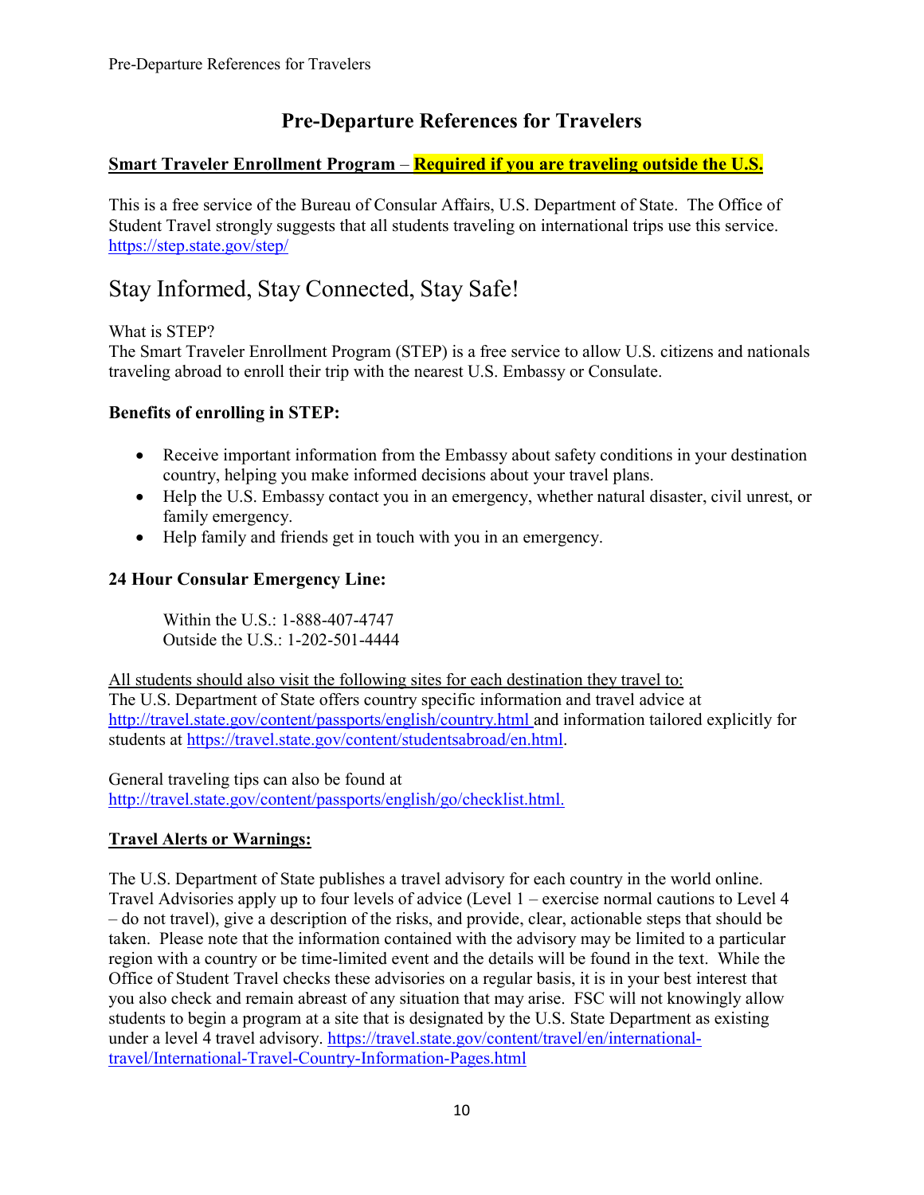# Pre-Departure References for Travelers

**Smart Traveler Enrollment Program** – **Required if you are traveling outside the U.S.**

This is a free service of the Bureau of Consular Affairs, U.S. Department of State. The Office of Student Travel strongly suggests that all students traveling on international trips use this service. https://step.state.gov/step/

## Stay Informed, Stay Connected, Stay Safe!

What is STEP?
The Smart Traveler Enrollment Program (STEP) is a free service to allow U.S. citizens and nationals traveling abroad to enroll their trip with the nearest U.S. Embassy or Consulate.

**Benefits of enrolling in STEP:**

- Receive important information from the Embassy about safety conditions in your destination country, helping you make informed decisions about your travel plans.
- Help the U.S. Embassy contact you in an emergency, whether natural disaster, civil unrest, or family emergency.
- Help family and friends get in touch with you in an emergency.

**24 Hour Consular Emergency Line:**

Within the U.S.: 1-888-407-4747
Outside the U.S.: 1-202-501-4444

All students should also visit the following sites for each destination they travel to:
The U.S. Department of State offers country specific information and travel advice at http://travel.state.gov/content/passports/english/country.html and information tailored explicitly for students at https://travel.state.gov/content/studentsabroad/en.html.

General traveling tips can also be found at http://travel.state.gov/content/passports/english/go/checklist.html.

**Travel Alerts or Warnings:**

The U.S. Department of State publishes a travel advisory for each country in the world online. Travel Advisories apply up to four levels of advice (Level 1 – exercise normal cautions to Level 4 – do not travel), give a description of the risks, and provide, clear, actionable steps that should be taken. Please note that the information contained with the advisory may be limited to a particular region with a country or be time-limited event and the details will be found in the text. While the Office of Student Travel checks these advisories on a regular basis, it is in your best interest that you also check and remain abreast of any situation that may arise. FSC will not knowingly allow students to begin a program at a site that is designated by the U.S. State Department as existing under a level 4 travel advisory. https://travel.state.gov/content/travel/en/international-travel/International-Travel-Country-Information-Pages.html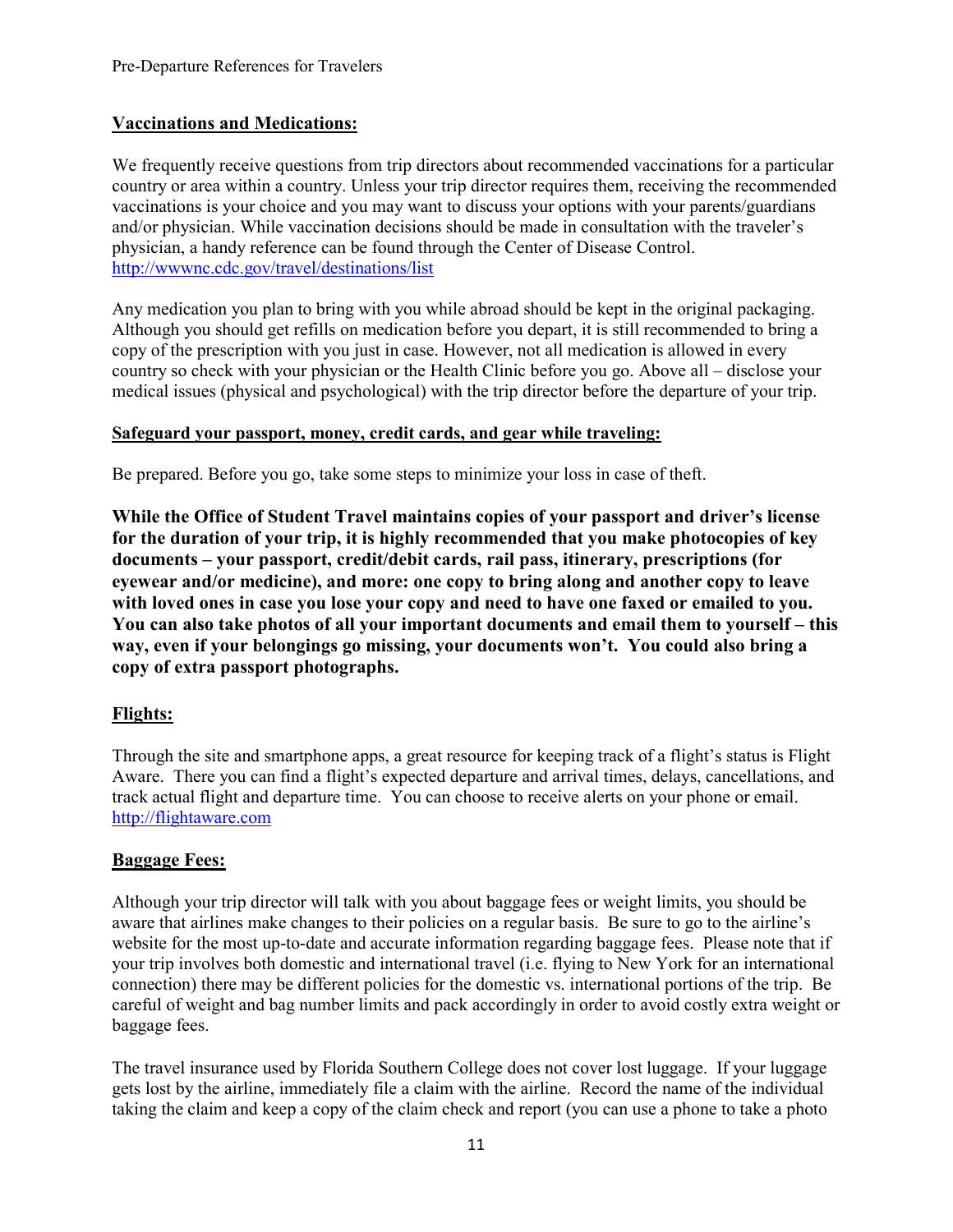## Vaccinations and Medications:

We frequently receive questions from trip directors about recommended vaccinations for a particular country or area within a country. Unless your trip director requires them, receiving the recommended vaccinations is your choice and you may want to discuss your options with your parents/guardians and/or physician. While vaccination decisions should be made in consultation with the traveler's physician, a handy reference can be found through the Center of Disease Control. http://wwwnc.cdc.gov/travel/destinations/list

Any medication you plan to bring with you while abroad should be kept in the original packaging. Although you should get refills on medication before you depart, it is still recommended to bring a copy of the prescription with you just in case. However, not all medication is allowed in every country so check with your physician or the Health Clinic before you go. Above all – disclose your medical issues (physical and psychological) with the trip director before the departure of your trip.

### Safeguard your passport, money, credit cards, and gear while traveling:

Be prepared. Before you go, take some steps to minimize your loss in case of theft.

**While the Office of Student Travel maintains copies of your passport and driver's license for the duration of your trip, it is highly recommended that you make photocopies of key documents – your passport, credit/debit cards, rail pass, itinerary, prescriptions (for eyewear and/or medicine), and more: one copy to bring along and another copy to leave with loved ones in case you lose your copy and need to have one faxed or emailed to you. You can also take photos of all your important documents and email them to yourself – this way, even if your belongings go missing, your documents won't. You could also bring a copy of extra passport photographs.**

## Flights:

Through the site and smartphone apps, a great resource for keeping track of a flight's status is Flight Aware. There you can find a flight's expected departure and arrival times, delays, cancellations, and track actual flight and departure time. You can choose to receive alerts on your phone or email. http://flightaware.com

## Baggage Fees:

Although your trip director will talk with you about baggage fees or weight limits, you should be aware that airlines make changes to their policies on a regular basis. Be sure to go to the airline's website for the most up-to-date and accurate information regarding baggage fees. Please note that if your trip involves both domestic and international travel (i.e. flying to New York for an international connection) there may be different policies for the domestic vs. international portions of the trip. Be careful of weight and bag number limits and pack accordingly in order to avoid costly extra weight or baggage fees.

The travel insurance used by Florida Southern College does not cover lost luggage. If your luggage gets lost by the airline, immediately file a claim with the airline. Record the name of the individual taking the claim and keep a copy of the claim check and report (you can use a phone to take a photo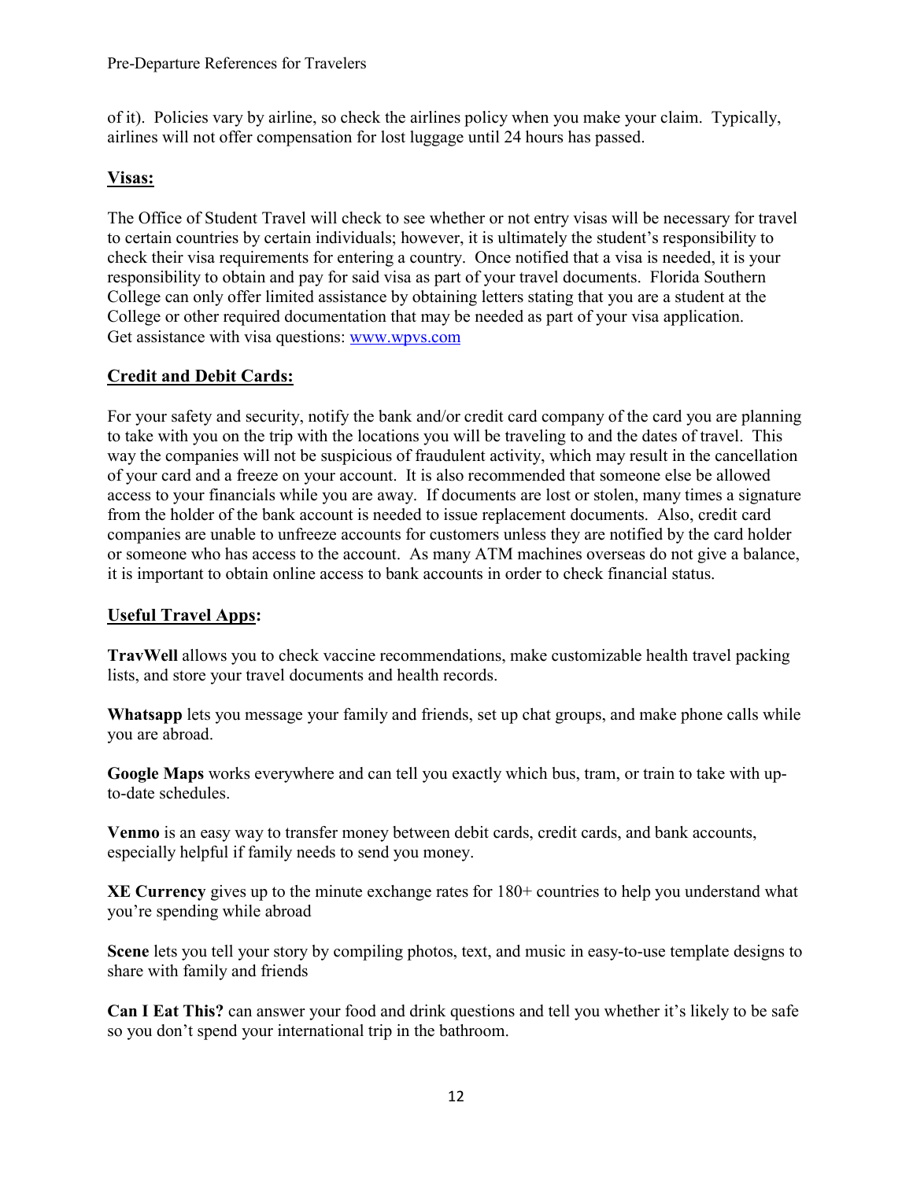of it). Policies vary by airline, so check the airlines policy when you make your claim. Typically, airlines will not offer compensation for lost luggage until 24 hours has passed.

## Visas:

The Office of Student Travel will check to see whether or not entry visas will be necessary for travel to certain countries by certain individuals; however, it is ultimately the student's responsibility to check their visa requirements for entering a country. Once notified that a visa is needed, it is your responsibility to obtain and pay for said visa as part of your travel documents. Florida Southern College can only offer limited assistance by obtaining letters stating that you are a student at the College or other required documentation that may be needed as part of your visa application. Get assistance with visa questions: [www.wpvs.com](www.wpvs.com)

## Credit and Debit Cards:

For your safety and security, notify the bank and/or credit card company of the card you are planning to take with you on the trip with the locations you will be traveling to and the dates of travel. This way the companies will not be suspicious of fraudulent activity, which may result in the cancellation of your card and a freeze on your account. It is also recommended that someone else be allowed access to your financials while you are away. If documents are lost or stolen, many times a signature from the holder of the bank account is needed to issue replacement documents. Also, credit card companies are unable to unfreeze accounts for customers unless they are notified by the card holder or someone who has access to the account. As many ATM machines overseas do not give a balance, it is important to obtain online access to bank accounts in order to check financial status.

## Useful Travel Apps:

**TravWell** allows you to check vaccine recommendations, make customizable health travel packing lists, and store your travel documents and health records.

**Whatsapp** lets you message your family and friends, set up chat groups, and make phone calls while you are abroad.

**Google Maps** works everywhere and can tell you exactly which bus, tram, or train to take with up-to-date schedules.

**Venmo** is an easy way to transfer money between debit cards, credit cards, and bank accounts, especially helpful if family needs to send you money.

**XE Currency** gives up to the minute exchange rates for 180+ countries to help you understand what you're spending while abroad

**Scene** lets you tell your story by compiling photos, text, and music in easy-to-use template designs to share with family and friends

**Can I Eat This?** can answer your food and drink questions and tell you whether it's likely to be safe so you don't spend your international trip in the bathroom.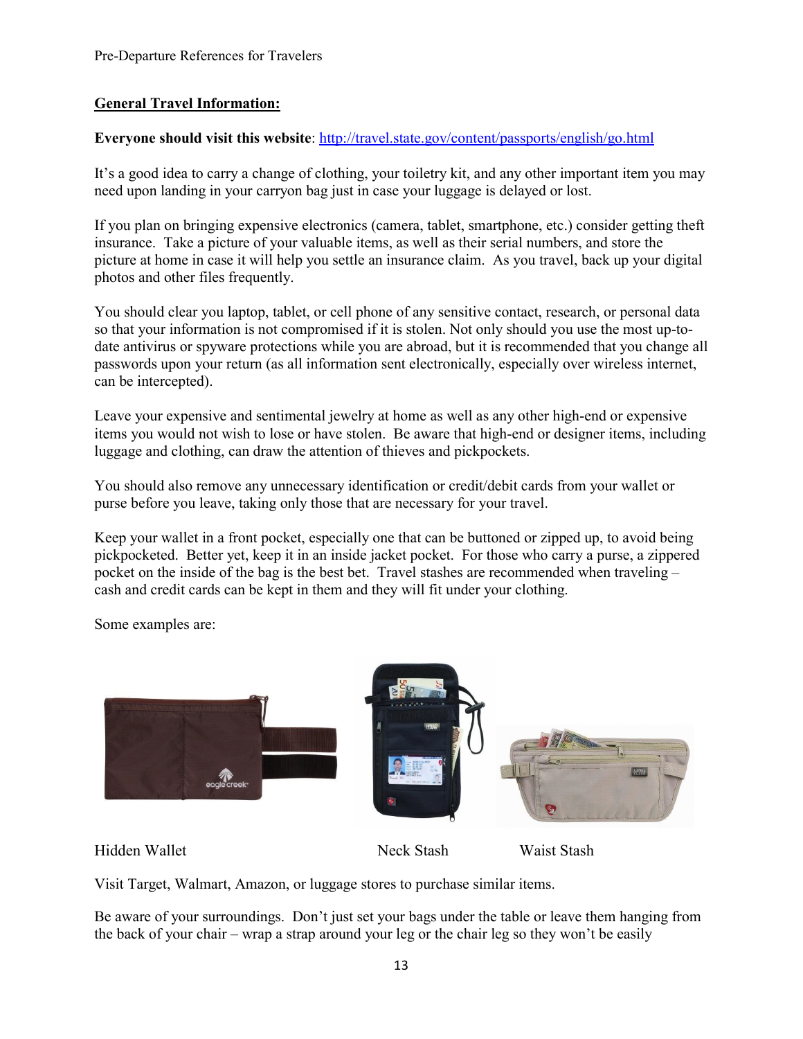## General Travel Information:

**Everyone should visit this website**: [http://travel.state.gov/content/passports/english/go.html](http://travel.state.gov/content/passports/english/go.html)

It's a good idea to carry a change of clothing, your toiletry kit, and any other important item you may need upon landing in your carryon bag just in case your luggage is delayed or lost.

If you plan on bringing expensive electronics (camera, tablet, smartphone, etc.) consider getting theft insurance. Take a picture of your valuable items, as well as their serial numbers, and store the picture at home in case it will help you settle an insurance claim. As you travel, back up your digital photos and other files frequently.

You should clear you laptop, tablet, or cell phone of any sensitive contact, research, or personal data so that your information is not compromised if it is stolen. Not only should you use the most up-to-date antivirus or spyware protections while you are abroad, but it is recommended that you change all passwords upon your return (as all information sent electronically, especially over wireless internet, can be intercepted).

Leave your expensive and sentimental jewelry at home as well as any other high-end or expensive items you would not wish to lose or have stolen. Be aware that high-end or designer items, including luggage and clothing, can draw the attention of thieves and pickpockets.

You should also remove any unnecessary identification or credit/debit cards from your wallet or purse before you leave, taking only those that are necessary for your travel.

Keep your wallet in a front pocket, especially one that can be buttoned or zipped up, to avoid being pickpocketed. Better yet, keep it in an inside jacket pocket. For those who carry a purse, a zippered pocket on the inside of the bag is the best bet. Travel stashes are recommended when traveling – cash and credit cards can be kept in them and they will fit under your clothing.

Some examples are:

Hidden Wallet

Neck Stash

Waist Stash

Visit Target, Walmart, Amazon, or luggage stores to purchase similar items.

Be aware of your surroundings. Don't just set your bags under the table or leave them hanging from the back of your chair – wrap a strap around your leg or the chair leg so they won't be easily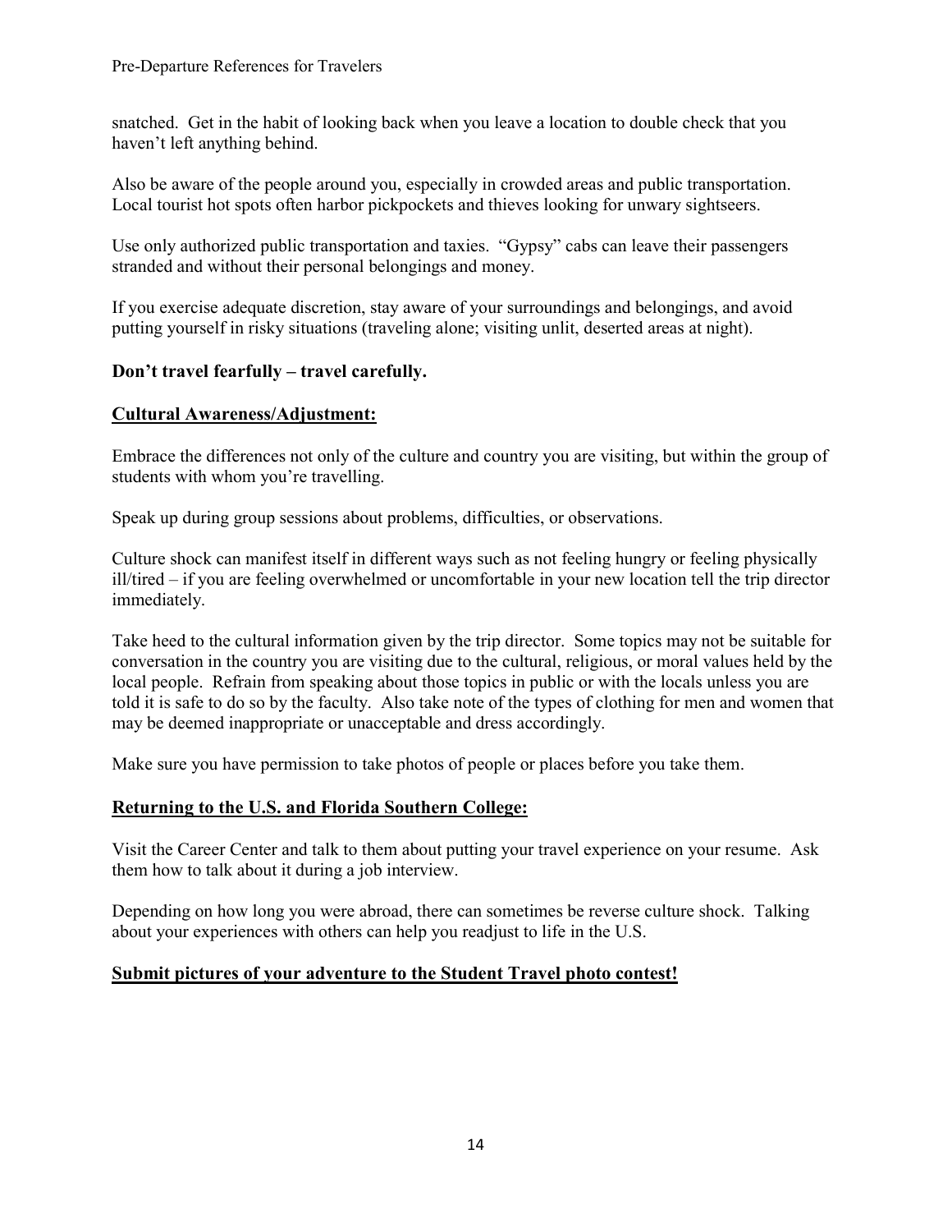snatched. Get in the habit of looking back when you leave a location to double check that you haven't left anything behind.

Also be aware of the people around you, especially in crowded areas and public transportation. Local tourist hot spots often harbor pickpockets and thieves looking for unwary sightseers.

Use only authorized public transportation and taxies. "Gypsy" cabs can leave their passengers stranded and without their personal belongings and money.

If you exercise adequate discretion, stay aware of your surroundings and belongings, and avoid putting yourself in risky situations (traveling alone; visiting unlit, deserted areas at night).

**Don't travel fearfully – travel carefully.**

## Cultural Awareness/Adjustment:

Embrace the differences not only of the culture and country you are visiting, but within the group of students with whom you're travelling.

Speak up during group sessions about problems, difficulties, or observations.

Culture shock can manifest itself in different ways such as not feeling hungry or feeling physically ill/tired – if you are feeling overwhelmed or uncomfortable in your new location tell the trip director immediately.

Take heed to the cultural information given by the trip director. Some topics may not be suitable for conversation in the country you are visiting due to the cultural, religious, or moral values held by the local people. Refrain from speaking about those topics in public or with the locals unless you are told it is safe to do so by the faculty. Also take note of the types of clothing for men and women that may be deemed inappropriate or unacceptable and dress accordingly.

Make sure you have permission to take photos of people or places before you take them.

## Returning to the U.S. and Florida Southern College:

Visit the Career Center and talk to them about putting your travel experience on your resume. Ask them how to talk about it during a job interview.

Depending on how long you were abroad, there can sometimes be reverse culture shock. Talking about your experiences with others can help you readjust to life in the U.S.

## Submit pictures of your adventure to the Student Travel photo contest!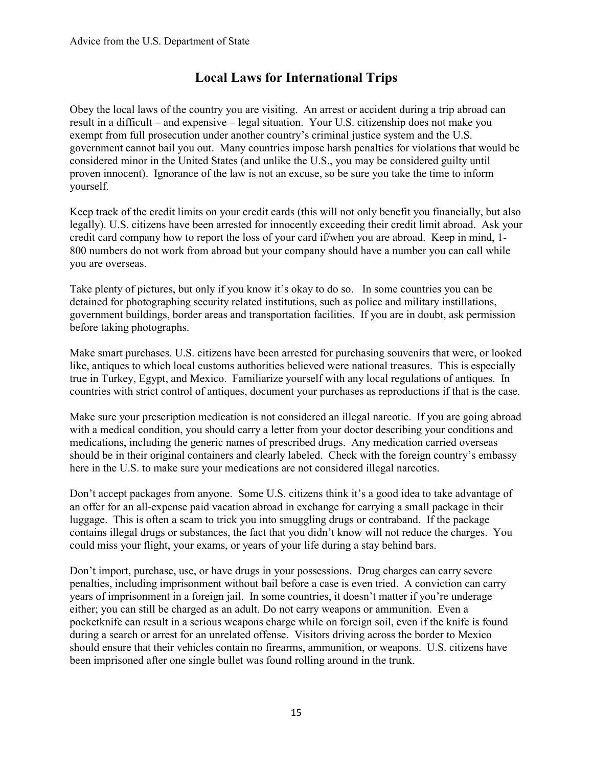Advice from the U.S. Department of State

## Local Laws for International Trips

Obey the local laws of the country you are visiting. An arrest or accident during a trip abroad can result in a difficult – and expensive – legal situation. Your U.S. citizenship does not make you exempt from full prosecution under another country's criminal justice system and the U.S. government cannot bail you out. Many countries impose harsh penalties for violations that would be considered minor in the United States (and unlike the U.S., you may be considered guilty until proven innocent). Ignorance of the law is not an excuse, so be sure you take the time to inform yourself.

Keep track of the credit limits on your credit cards (this will not only benefit you financially, but also legally). U.S. citizens have been arrested for innocently exceeding their credit limit abroad. Ask your credit card company how to report the loss of your card if/when you are abroad. Keep in mind, 1-800 numbers do not work from abroad but your company should have a number you can call while you are overseas.

Take plenty of pictures, but only if you know it's okay to do so. In some countries you can be detained for photographing security related institutions, such as police and military instillations, government buildings, border areas and transportation facilities. If you are in doubt, ask permission before taking photographs.

Make smart purchases. U.S. citizens have been arrested for purchasing souvenirs that were, or looked like, antiques to which local customs authorities believed were national treasures. This is especially true in Turkey, Egypt, and Mexico. Familiarize yourself with any local regulations of antiques. In countries with strict control of antiques, document your purchases as reproductions if that is the case.

Make sure your prescription medication is not considered an illegal narcotic. If you are going abroad with a medical condition, you should carry a letter from your doctor describing your conditions and medications, including the generic names of prescribed drugs. Any medication carried overseas should be in their original containers and clearly labeled. Check with the foreign country's embassy here in the U.S. to make sure your medications are not considered illegal narcotics.

Don't accept packages from anyone. Some U.S. citizens think it's a good idea to take advantage of an offer for an all-expense paid vacation abroad in exchange for carrying a small package in their luggage. This is often a scam to trick you into smuggling drugs or contraband. If the package contains illegal drugs or substances, the fact that you didn't know will not reduce the charges. You could miss your flight, your exams, or years of your life during a stay behind bars.

Don't import, purchase, use, or have drugs in your possessions. Drug charges can carry severe penalties, including imprisonment without bail before a case is even tried. A conviction can carry years of imprisonment in a foreign jail. In some countries, it doesn't matter if you're underage either; you can still be charged as an adult. Do not carry weapons or ammunition. Even a pocketknife can result in a serious weapons charge while on foreign soil, even if the knife is found during a search or arrest for an unrelated offense. Visitors driving across the border to Mexico should ensure that their vehicles contain no firearms, ammunition, or weapons. U.S. citizens have been imprisoned after one single bullet was found rolling around in the trunk.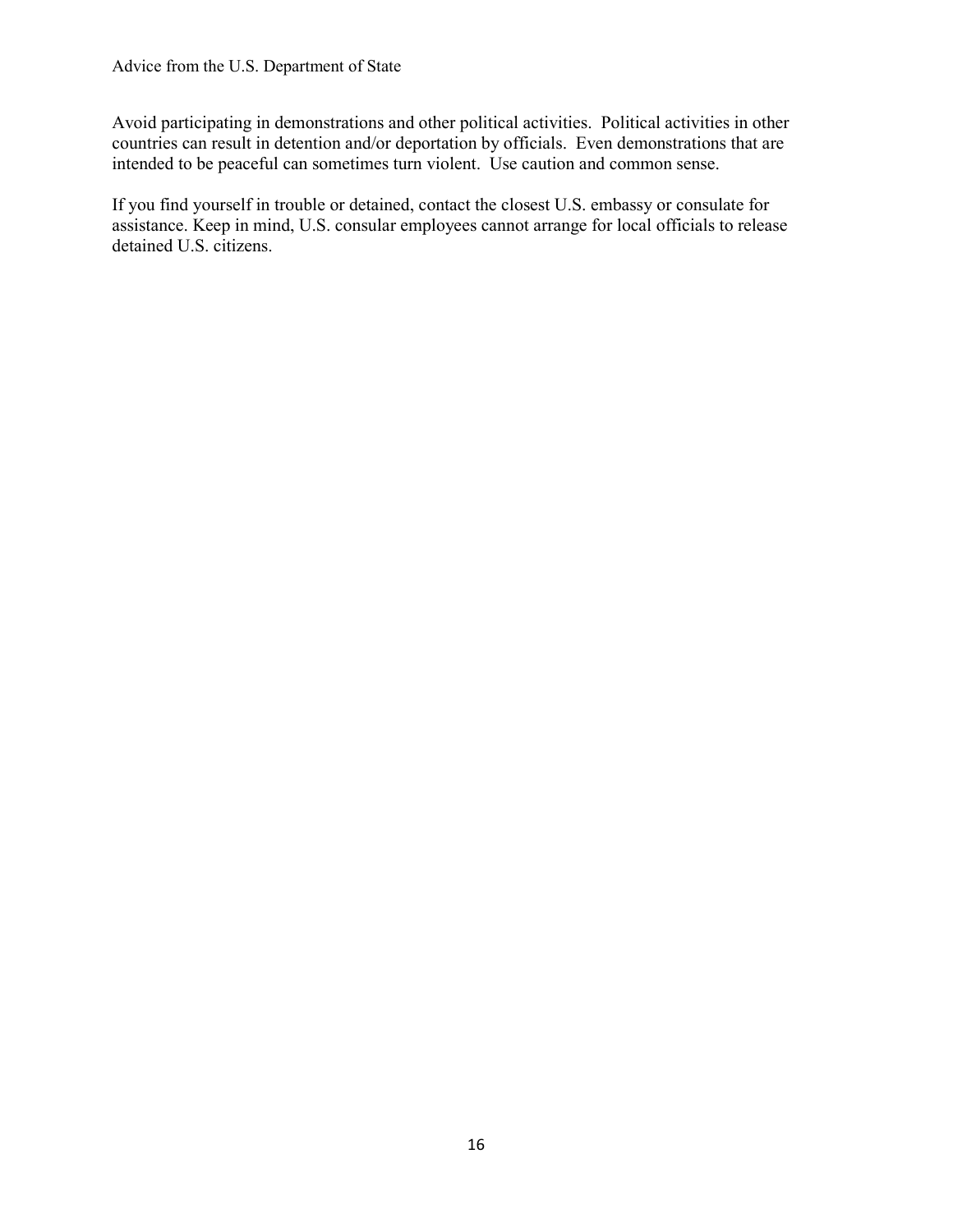Advice from the U.S. Department of State

Avoid participating in demonstrations and other political activities. Political activities in other countries can result in detention and/or deportation by officials. Even demonstrations that are intended to be peaceful can sometimes turn violent. Use caution and common sense.

If you find yourself in trouble or detained, contact the closest U.S. embassy or consulate for assistance. Keep in mind, U.S. consular employees cannot arrange for local officials to release detained U.S. citizens.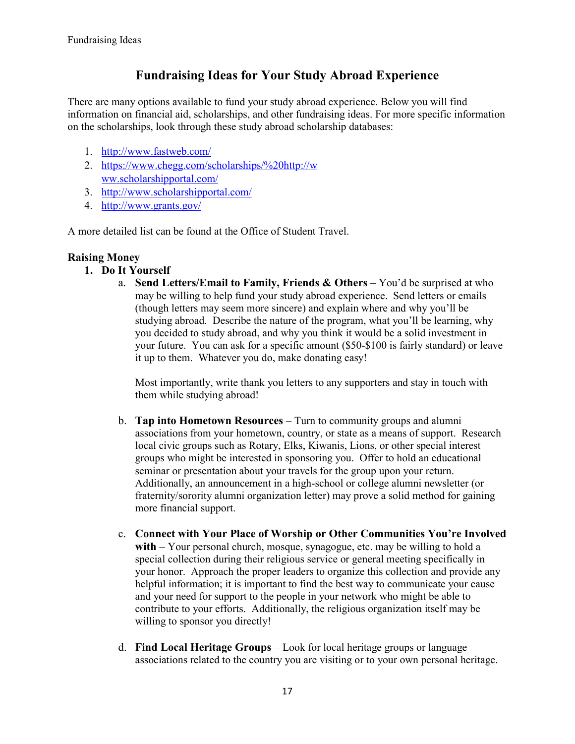# Fundraising Ideas for Your Study Abroad Experience

There are many options available to fund your study abroad experience. Below you will find information on financial aid, scholarships, and other fundraising ideas. For more specific information on the scholarships, look through these study abroad scholarship databases:

1. http://www.fastweb.com/
2. https://www.chegg.com/scholarships/%20http://www.scholarshipportal.com/
3. http://www.scholarshipportal.com/
4. http://www.grants.gov/

A more detailed list can be found at the Office of Student Travel.

**Raising Money**

1. **Do It Yourself**
   a. **Send Letters/Email to Family, Friends & Others** – You'd be surprised at who may be willing to help fund your study abroad experience. Send letters or emails (though letters may seem more sincere) and explain where and why you'll be studying abroad. Describe the nature of the program, what you'll be learning, why you decided to study abroad, and why you think it would be a solid investment in your future. You can ask for a specific amount ($50-$100 is fairly standard) or leave it up to them. Whatever you do, make donating easy!

      Most importantly, write thank you letters to any supporters and stay in touch with them while studying abroad!

   b. **Tap into Hometown Resources** – Turn to community groups and alumni associations from your hometown, country, or state as a means of support. Research local civic groups such as Rotary, Elks, Kiwanis, Lions, or other special interest groups who might be interested in sponsoring you. Offer to hold an educational seminar or presentation about your travels for the group upon your return. Additionally, an announcement in a high-school or college alumni newsletter (or fraternity/sorority alumni organization letter) may prove a solid method for gaining more financial support.

   c. **Connect with Your Place of Worship or Other Communities You're Involved with** – Your personal church, mosque, synagogue, etc. may be willing to hold a special collection during their religious service or general meeting specifically in your honor. Approach the proper leaders to organize this collection and provide any helpful information; it is important to find the best way to communicate your cause and your need for support to the people in your network who might be able to contribute to your efforts. Additionally, the religious organization itself may be willing to sponsor you directly!

   d. **Find Local Heritage Groups** – Look for local heritage groups or language associations related to the country you are visiting or to your own personal heritage.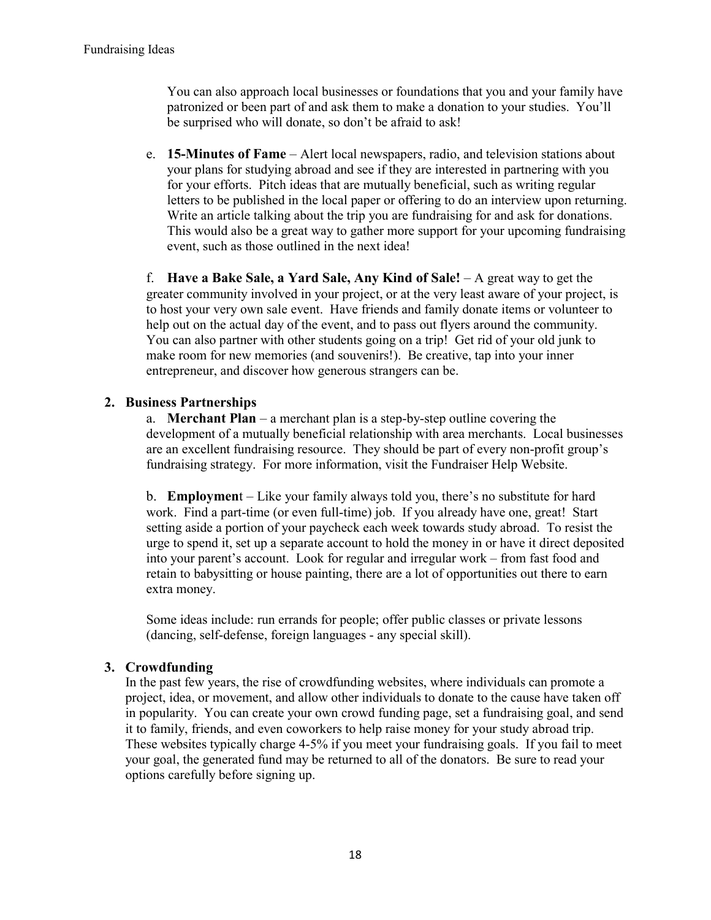You can also approach local businesses or foundations that you and your family have patronized or been part of and ask them to make a donation to your studies. You'll be surprised who will donate, so don't be afraid to ask!

e. **15-Minutes of Fame** – Alert local newspapers, radio, and television stations about your plans for studying abroad and see if they are interested in partnering with you for your efforts. Pitch ideas that are mutually beneficial, such as writing regular letters to be published in the local paper or offering to do an interview upon returning. Write an article talking about the trip you are fundraising for and ask for donations. This would also be a great way to gather more support for your upcoming fundraising event, such as those outlined in the next idea!

f. **Have a Bake Sale, a Yard Sale, Any Kind of Sale!** – A great way to get the greater community involved in your project, or at the very least aware of your project, is to host your very own sale event. Have friends and family donate items or volunteer to help out on the actual day of the event, and to pass out flyers around the community. You can also partner with other students going on a trip! Get rid of your old junk to make room for new memories (and souvenirs!). Be creative, tap into your inner entrepreneur, and discover how generous strangers can be.

**2. Business Partnerships**

a. **Merchant Plan** – a merchant plan is a step-by-step outline covering the development of a mutually beneficial relationship with area merchants. Local businesses are an excellent fundraising resource. They should be part of every non-profit group's fundraising strategy. For more information, visit the Fundraiser Help Website.

b. **Employmen**t – Like your family always told you, there's no substitute for hard work. Find a part-time (or even full-time) job. If you already have one, great! Start setting aside a portion of your paycheck each week towards study abroad. To resist the urge to spend it, set up a separate account to hold the money in or have it direct deposited into your parent's account. Look for regular and irregular work – from fast food and retain to babysitting or house painting, there are a lot of opportunities out there to earn extra money.

Some ideas include: run errands for people; offer public classes or private lessons (dancing, self-defense, foreign languages - any special skill).

**3. Crowdfunding**

In the past few years, the rise of crowdfunding websites, where individuals can promote a project, idea, or movement, and allow other individuals to donate to the cause have taken off in popularity. You can create your own crowd funding page, set a fundraising goal, and send it to family, friends, and even coworkers to help raise money for your study abroad trip. These websites typically charge 4-5% if you meet your fundraising goals. If you fail to meet your goal, the generated fund may be returned to all of the donators. Be sure to read your options carefully before signing up.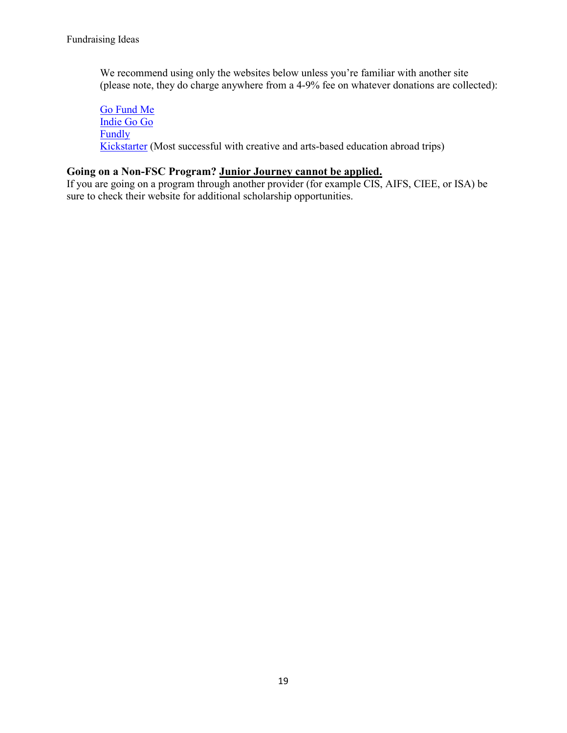We recommend using only the websites below unless you're familiar with another site (please note, they do charge anywhere from a 4-9% fee on whatever donations are collected):

Go Fund Me
Indie Go Go
Fundly
Kickstarter (Most successful with creative and arts-based education abroad trips)

**Going on a Non-FSC Program? Junior Journey cannot be applied.**
If you are going on a program through another provider (for example CIS, AIFS, CIEE, or ISA) be sure to check their website for additional scholarship opportunities.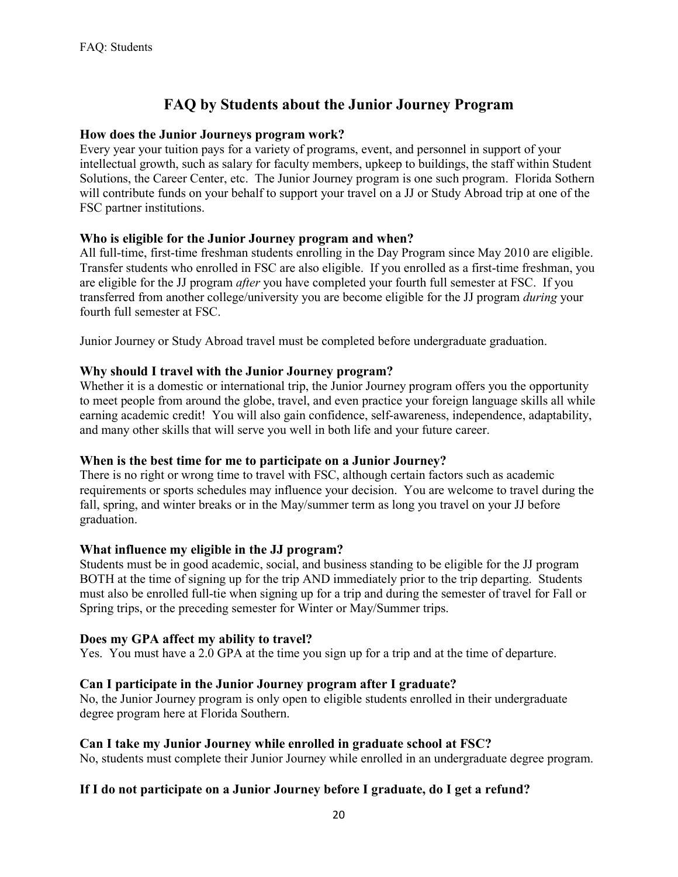## FAQ by Students about the Junior Journey Program

**How does the Junior Journeys program work?**

Every year your tuition pays for a variety of programs, event, and personnel in support of your intellectual growth, such as salary for faculty members, upkeep to buildings, the staff within Student Solutions, the Career Center, etc. The Junior Journey program is one such program. Florida Sothern will contribute funds on your behalf to support your travel on a JJ or Study Abroad trip at one of the FSC partner institutions.

**Who is eligible for the Junior Journey program and when?**

All full-time, first-time freshman students enrolling in the Day Program since May 2010 are eligible. Transfer students who enrolled in FSC are also eligible. If you enrolled as a first-time freshman, you are eligible for the JJ program *after* you have completed your fourth full semester at FSC. If you transferred from another college/university you are become eligible for the JJ program *during* your fourth full semester at FSC.

Junior Journey or Study Abroad travel must be completed before undergraduate graduation.

**Why should I travel with the Junior Journey program?**

Whether it is a domestic or international trip, the Junior Journey program offers you the opportunity to meet people from around the globe, travel, and even practice your foreign language skills all while earning academic credit! You will also gain confidence, self-awareness, independence, adaptability, and many other skills that will serve you well in both life and your future career.

**When is the best time for me to participate on a Junior Journey?**

There is no right or wrong time to travel with FSC, although certain factors such as academic requirements or sports schedules may influence your decision. You are welcome to travel during the fall, spring, and winter breaks or in the May/summer term as long you travel on your JJ before graduation.

**What influence my eligible in the JJ program?**

Students must be in good academic, social, and business standing to be eligible for the JJ program BOTH at the time of signing up for the trip AND immediately prior to the trip departing. Students must also be enrolled full-tie when signing up for a trip and during the semester of travel for Fall or Spring trips, or the preceding semester for Winter or May/Summer trips.

**Does my GPA affect my ability to travel?**

Yes. You must have a 2.0 GPA at the time you sign up for a trip and at the time of departure.

**Can I participate in the Junior Journey program after I graduate?**

No, the Junior Journey program is only open to eligible students enrolled in their undergraduate degree program here at Florida Southern.

**Can I take my Junior Journey while enrolled in graduate school at FSC?**

No, students must complete their Junior Journey while enrolled in an undergraduate degree program.

**If I do not participate on a Junior Journey before I graduate, do I get a refund?**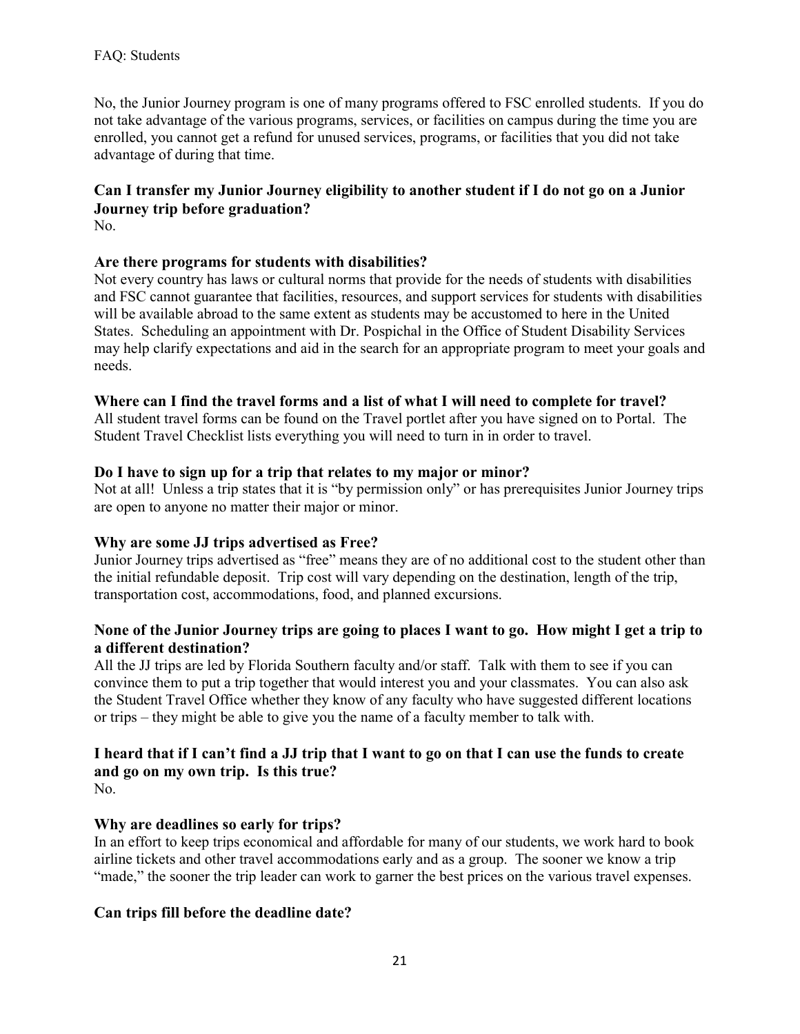No, the Junior Journey program is one of many programs offered to FSC enrolled students. If you do not take advantage of the various programs, services, or facilities on campus during the time you are enrolled, you cannot get a refund for unused services, programs, or facilities that you did not take advantage of during that time.

**Can I transfer my Junior Journey eligibility to another student if I do not go on a Junior Journey trip before graduation?**

No.

**Are there programs for students with disabilities?**

Not every country has laws or cultural norms that provide for the needs of students with disabilities and FSC cannot guarantee that facilities, resources, and support services for students with disabilities will be available abroad to the same extent as students may be accustomed to here in the United States. Scheduling an appointment with Dr. Pospichal in the Office of Student Disability Services may help clarify expectations and aid in the search for an appropriate program to meet your goals and needs.

**Where can I find the travel forms and a list of what I will need to complete for travel?**

All student travel forms can be found on the Travel portlet after you have signed on to Portal. The Student Travel Checklist lists everything you will need to turn in in order to travel.

**Do I have to sign up for a trip that relates to my major or minor?**

Not at all! Unless a trip states that it is "by permission only" or has prerequisites Junior Journey trips are open to anyone no matter their major or minor.

**Why are some JJ trips advertised as Free?**

Junior Journey trips advertised as "free" means they are of no additional cost to the student other than the initial refundable deposit. Trip cost will vary depending on the destination, length of the trip, transportation cost, accommodations, food, and planned excursions.

**None of the Junior Journey trips are going to places I want to go. How might I get a trip to a different destination?**

All the JJ trips are led by Florida Southern faculty and/or staff. Talk with them to see if you can convince them to put a trip together that would interest you and your classmates. You can also ask the Student Travel Office whether they know of any faculty who have suggested different locations or trips – they might be able to give you the name of a faculty member to talk with.

**I heard that if I can't find a JJ trip that I want to go on that I can use the funds to create and go on my own trip. Is this true?**

No.

**Why are deadlines so early for trips?**

In an effort to keep trips economical and affordable for many of our students, we work hard to book airline tickets and other travel accommodations early and as a group. The sooner we know a trip "made," the sooner the trip leader can work to garner the best prices on the various travel expenses.

**Can trips fill before the deadline date?**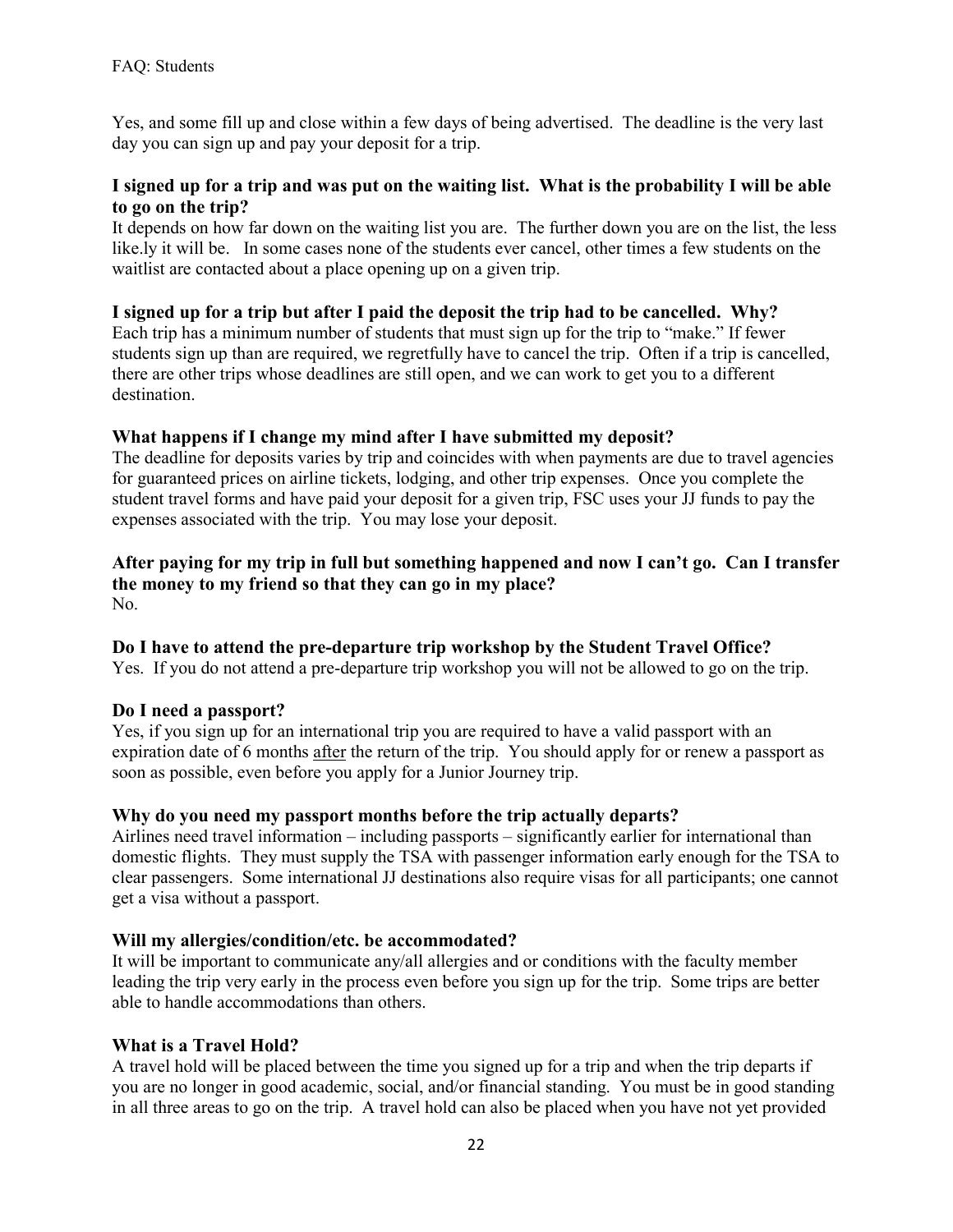Yes, and some fill up and close within a few days of being advertised. The deadline is the very last day you can sign up and pay your deposit for a trip.

**I signed up for a trip and was put on the waiting list. What is the probability I will be able to go on the trip?**
It depends on how far down on the waiting list you are. The further down you are on the list, the less like.ly it will be. In some cases none of the students ever cancel, other times a few students on the waitlist are contacted about a place opening up on a given trip.

**I signed up for a trip but after I paid the deposit the trip had to be cancelled. Why?**
Each trip has a minimum number of students that must sign up for the trip to "make." If fewer students sign up than are required, we regretfully have to cancel the trip. Often if a trip is cancelled, there are other trips whose deadlines are still open, and we can work to get you to a different destination.

**What happens if I change my mind after I have submitted my deposit?**
The deadline for deposits varies by trip and coincides with when payments are due to travel agencies for guaranteed prices on airline tickets, lodging, and other trip expenses. Once you complete the student travel forms and have paid your deposit for a given trip, FSC uses your JJ funds to pay the expenses associated with the trip. You may lose your deposit.

**After paying for my trip in full but something happened and now I can't go. Can I transfer the money to my friend so that they can go in my place?**
No.

**Do I have to attend the pre-departure trip workshop by the Student Travel Office?**
Yes. If you do not attend a pre-departure trip workshop you will not be allowed to go on the trip.

**Do I need a passport?**
Yes, if you sign up for an international trip you are required to have a valid passport with an expiration date of 6 months after the return of the trip. You should apply for or renew a passport as soon as possible, even before you apply for a Junior Journey trip.

**Why do you need my passport months before the trip actually departs?**
Airlines need travel information – including passports – significantly earlier for international than domestic flights. They must supply the TSA with passenger information early enough for the TSA to clear passengers. Some international JJ destinations also require visas for all participants; one cannot get a visa without a passport.

**Will my allergies/condition/etc. be accommodated?**
It will be important to communicate any/all allergies and or conditions with the faculty member leading the trip very early in the process even before you sign up for the trip. Some trips are better able to handle accommodations than others.

**What is a Travel Hold?**
A travel hold will be placed between the time you signed up for a trip and when the trip departs if you are no longer in good academic, social, and/or financial standing. You must be in good standing in all three areas to go on the trip. A travel hold can also be placed when you have not yet provided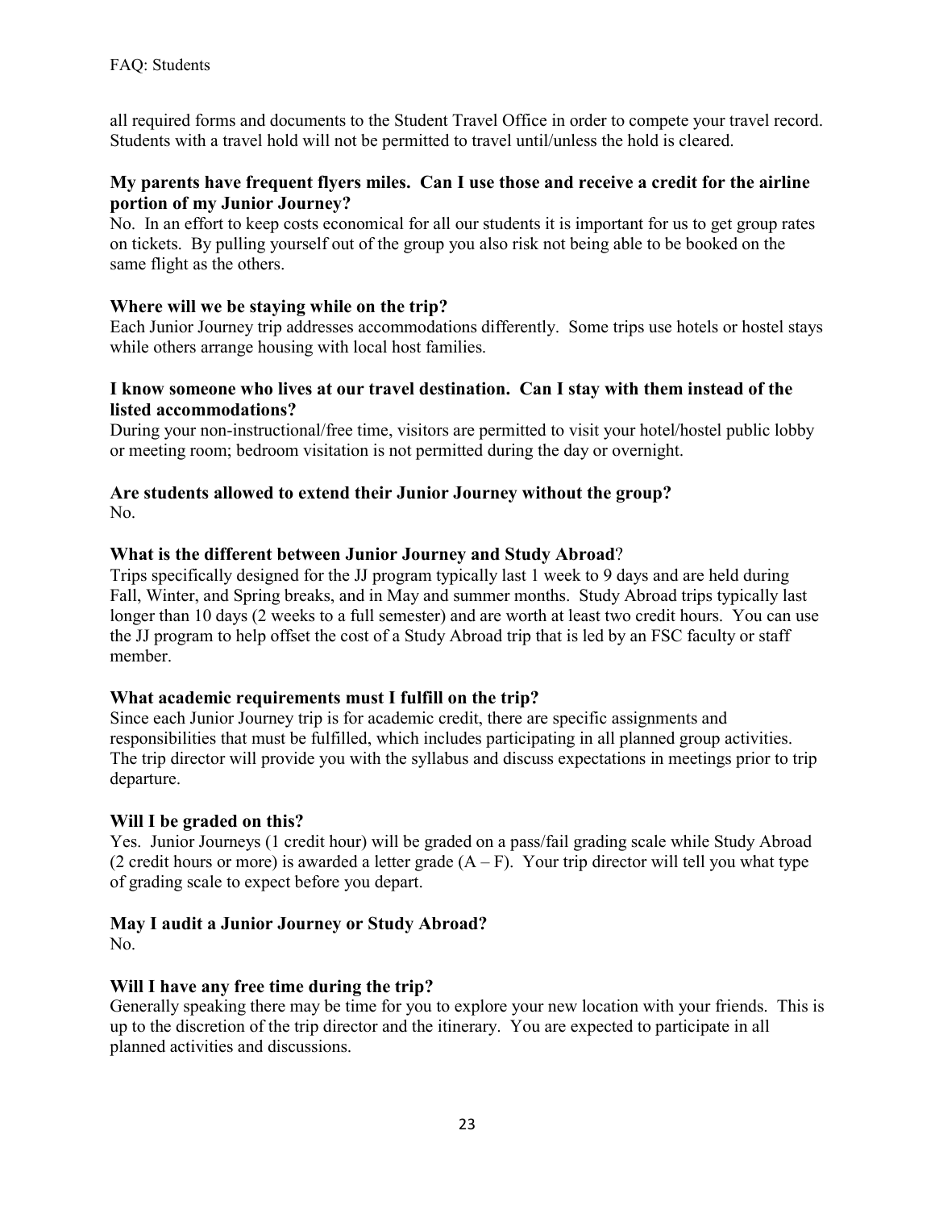all required forms and documents to the Student Travel Office in order to compete your travel record. Students with a travel hold will not be permitted to travel until/unless the hold is cleared.

**My parents have frequent flyers miles. Can I use those and receive a credit for the airline portion of my Junior Journey?**
No. In an effort to keep costs economical for all our students it is important for us to get group rates on tickets. By pulling yourself out of the group you also risk not being able to be booked on the same flight as the others.

**Where will we be staying while on the trip?**
Each Junior Journey trip addresses accommodations differently. Some trips use hotels or hostel stays while others arrange housing with local host families.

**I know someone who lives at our travel destination. Can I stay with them instead of the listed accommodations?**
During your non-instructional/free time, visitors are permitted to visit your hotel/hostel public lobby or meeting room; bedroom visitation is not permitted during the day or overnight.

**Are students allowed to extend their Junior Journey without the group?**
No.

**What is the different between Junior Journey and Study Abroad**?
Trips specifically designed for the JJ program typically last 1 week to 9 days and are held during Fall, Winter, and Spring breaks, and in May and summer months. Study Abroad trips typically last longer than 10 days (2 weeks to a full semester) and are worth at least two credit hours. You can use the JJ program to help offset the cost of a Study Abroad trip that is led by an FSC faculty or staff member.

**What academic requirements must I fulfill on the trip?**
Since each Junior Journey trip is for academic credit, there are specific assignments and responsibilities that must be fulfilled, which includes participating in all planned group activities. The trip director will provide you with the syllabus and discuss expectations in meetings prior to trip departure.

**Will I be graded on this?**
Yes. Junior Journeys (1 credit hour) will be graded on a pass/fail grading scale while Study Abroad (2 credit hours or more) is awarded a letter grade (A – F). Your trip director will tell you what type of grading scale to expect before you depart.

**May I audit a Junior Journey or Study Abroad?**
No.

**Will I have any free time during the trip?**
Generally speaking there may be time for you to explore your new location with your friends. This is up to the discretion of the trip director and the itinerary. You are expected to participate in all planned activities and discussions.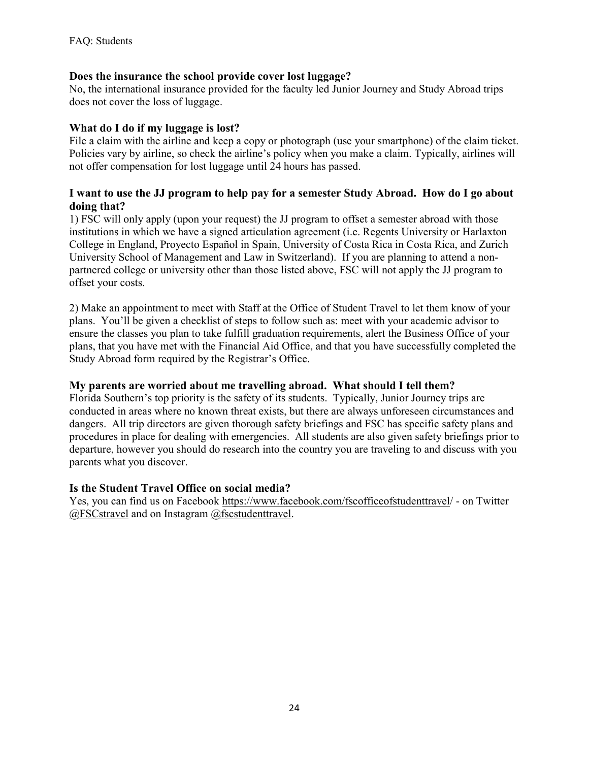FAQ: Students

### Does the insurance the school provide cover lost luggage?

No, the international insurance provided for the faculty led Junior Journey and Study Abroad trips does not cover the loss of luggage.

### What do I do if my luggage is lost?

File a claim with the airline and keep a copy or photograph (use your smartphone) of the claim ticket. Policies vary by airline, so check the airline's policy when you make a claim. Typically, airlines will not offer compensation for lost luggage until 24 hours has passed.

### I want to use the JJ program to help pay for a semester Study Abroad. How do I go about doing that?

1) FSC will only apply (upon your request) the JJ program to offset a semester abroad with those institutions in which we have a signed articulation agreement (i.e. Regents University or Harlaxton College in England, Proyecto Español in Spain, University of Costa Rica in Costa Rica, and Zurich University School of Management and Law in Switzerland). If you are planning to attend a non-partnered college or university other than those listed above, FSC will not apply the JJ program to offset your costs.

2) Make an appointment to meet with Staff at the Office of Student Travel to let them know of your plans. You'll be given a checklist of steps to follow such as: meet with your academic advisor to ensure the classes you plan to take fulfill graduation requirements, alert the Business Office of your plans, that you have met with the Financial Aid Office, and that you have successfully completed the Study Abroad form required by the Registrar's Office.

### My parents are worried about me travelling abroad. What should I tell them?

Florida Southern's top priority is the safety of its students. Typically, Junior Journey trips are conducted in areas where no known threat exists, but there are always unforeseen circumstances and dangers. All trip directors are given thorough safety briefings and FSC has specific safety plans and procedures in place for dealing with emergencies. All students are also given safety briefings prior to departure, however you should do research into the country you are traveling to and discuss with you parents what you discover.

### Is the Student Travel Office on social media?

Yes, you can find us on Facebook https://www.facebook.com/fscofficeofstudenttravel/ - on Twitter @FSCstravel and on Instagram @fscstudenttravel.